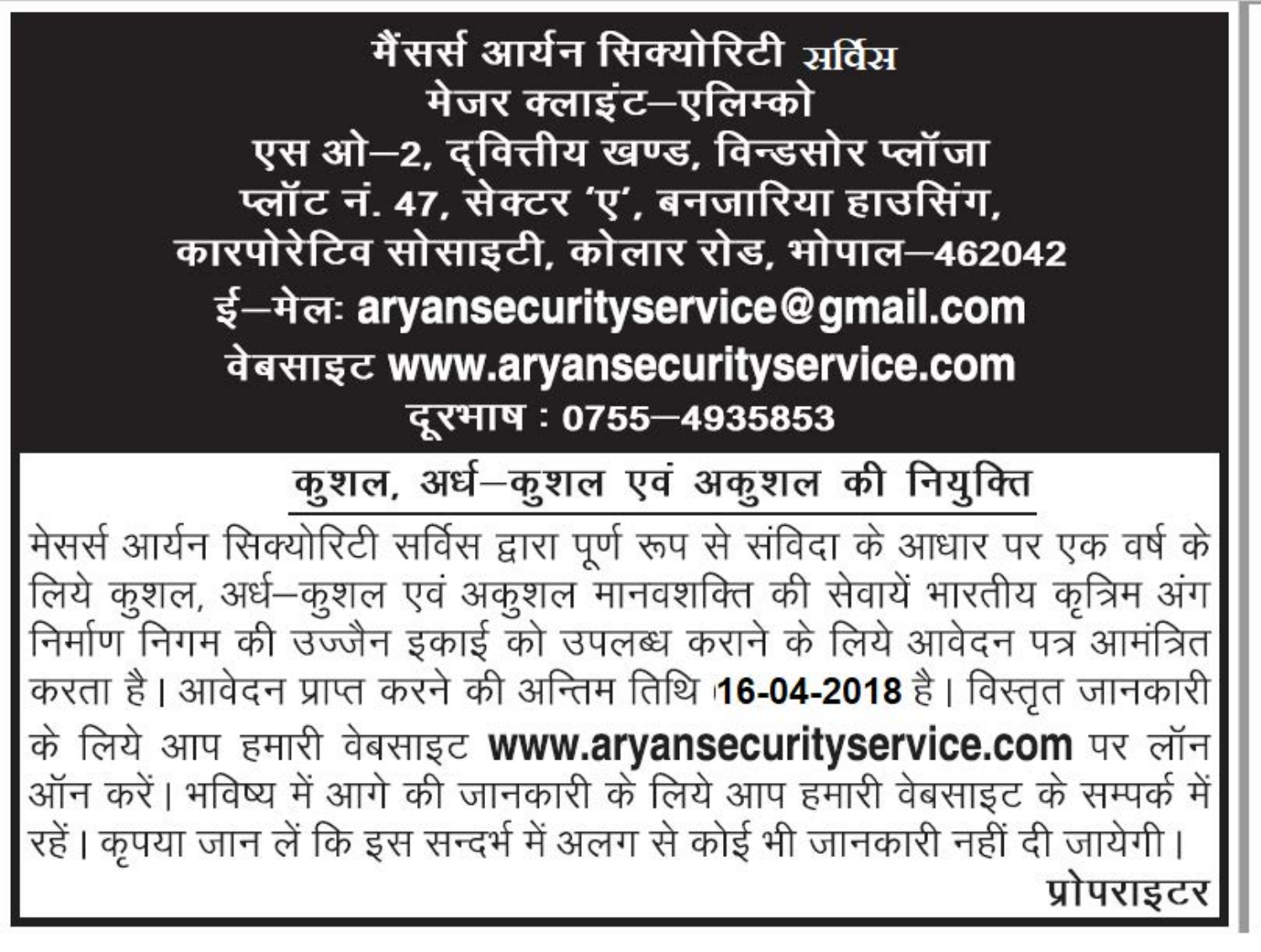# मैंसर्स आर्यन सिक्योरिटी सर्विस

**मेजर क्लाइंट–एलिम्को**

**एस ओ–2, द्वित्तीय खण्ड, विन्डसोर प्लॉजा**

**प्लॉट नं. 47, सेक्टर 'ए', बनजारिया हाउसिंग,**

**कारपोरेटिव सोसाइटी, कोलार रोड, भोपाल–462042**

**ई–मेलः aryansecurityservice@gmail.com**

**वेबसाइट www.aryansecurityservice.com**

**दूरभाष : 0755–4935853**

## कुशल, अर्ध–कुशल एवं अकुशल की नियुक्ति

मेसर्स आर्यन सिक्योरिटी सर्विस द्वारा पूर्ण रूप से संविदा के आधार पर एक वर्ष के लिये कुशल, अर्ध–कुशल एवं अकुशल मानवशक्ति की सेवायें भारतीय कृत्रिम अंग निर्माण निगम की उज्जैन इकाई को उपलब्ध कराने के लिये आवेदन पत्र आमंत्रित करता है। आवेदन प्राप्त करने की अन्तिम तिथि **16-04-2018** है। विस्तृत जानकारी के लिये आप हमारी वेबसाइट **www.aryansecurityservice.com** पर लॉन ऑन करें। भविष्य में आगे की जानकारी के लिये आप हमारी वेबसाइट के सम्पर्क में रहें। कृपया जान लें कि इस सन्दर्भ में अलग से कोई भी जानकारी नहीं दी जायेगी।

**प्रोपराइटर**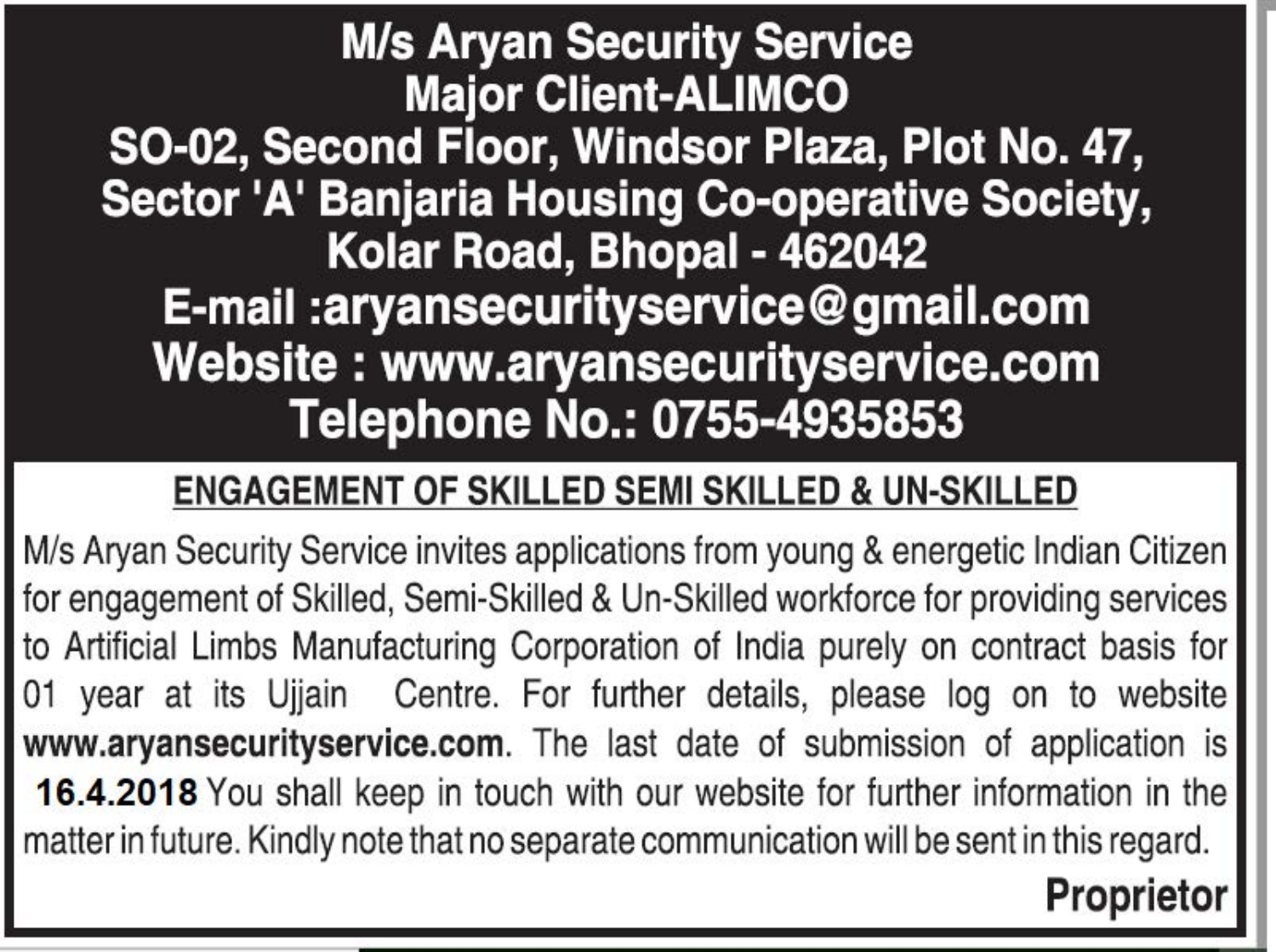# M/s Aryan Security Service

**Major Client-ALIMCO**

**SO-02, Second Floor, Windsor Plaza, Plot No. 47, Sector 'A' Banjaria Housing Co-operative Society, Kolar Road, Bhopal - 462042**

**E-mail :aryansecurityservice@gmail.com**

**Website : www.aryansecurityservice.com**

**Telephone No.: 0755-4935853**

## ENGAGEMENT OF SKILLED SEMI SKILLED & UN-SKILLED

M/s Aryan Security Service invites applications from young & energetic Indian Citizen for engagement of Skilled, Semi-Skilled & Un-Skilled workforce for providing services to Artificial Limbs Manufacturing Corporation of India purely on contract basis for 01 year at its Ujjain Centre. For further details, please log on to website **www.aryansecurityservice.com**. The last date of submission of application is **16.4.2018** You shall keep in touch with our website for further information in the matter in future. Kindly note that no separate communication will be sent in this regard.

**Proprietor**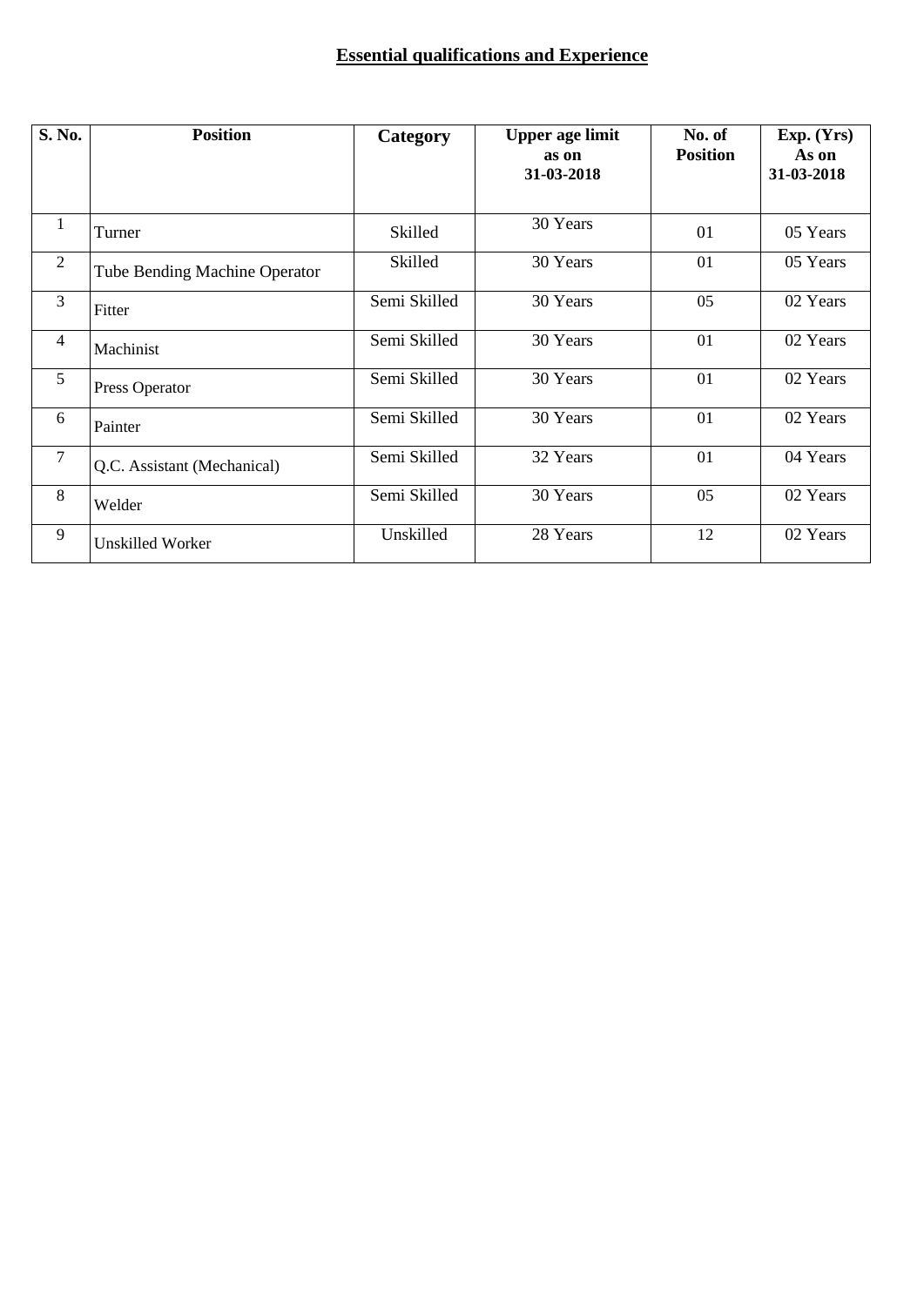## Essential qualifications and Experience

| S. No. | Position | Category | Upper age limit as on 31-03-2018 | No. of Position | Exp. (Yrs) As on 31-03-2018 |
|---|---|---|---|---|---|
| 1 | Turner | Skilled | 30 Years | 01 | 05 Years |
| 2 | Tube Bending Machine Operator | Skilled | 30 Years | 01 | 05 Years |
| 3 | Fitter | Semi Skilled | 30 Years | 05 | 02 Years |
| 4 | Machinist | Semi Skilled | 30 Years | 01 | 02 Years |
| 5 | Press Operator | Semi Skilled | 30 Years | 01 | 02 Years |
| 6 | Painter | Semi Skilled | 30 Years | 01 | 02 Years |
| 7 | Q.C. Assistant (Mechanical) | Semi Skilled | 32 Years | 01 | 04 Years |
| 8 | Welder | Semi Skilled | 30 Years | 05 | 02 Years |
| 9 | Unskilled Worker | Unskilled | 28 Years | 12 | 02 Years |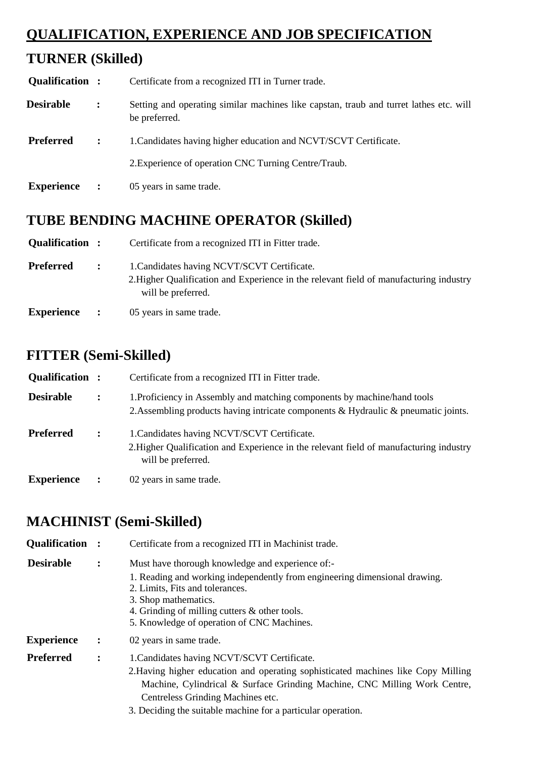# QUALIFICATION, EXPERIENCE AND JOB SPECIFICATION

## TURNER (Skilled)

**Qualification :** Certificate from a recognized ITI in Turner trade.

**Desirable :** Setting and operating similar machines like capstan, traub and turret lathes etc. will be preferred.

**Preferred :**
1. Candidates having higher education and NCVT/SCVT Certificate.
2. Experience of operation CNC Turning Centre/Traub.

**Experience :** 05 years in same trade.

## TUBE BENDING MACHINE OPERATOR (Skilled)

**Qualification :** Certificate from a recognized ITI in Fitter trade.

**Preferred :**
1. Candidates having NCVT/SCVT Certificate.
2. Higher Qualification and Experience in the relevant field of manufacturing industry will be preferred.

**Experience :** 05 years in same trade.

## FITTER (Semi-Skilled)

**Qualification :** Certificate from a recognized ITI in Fitter trade.

**Desirable :**
1. Proficiency in Assembly and matching components by machine/hand tools
2. Assembling products having intricate components & Hydraulic & pneumatic joints.

**Preferred :**
1. Candidates having NCVT/SCVT Certificate.
2. Higher Qualification and Experience in the relevant field of manufacturing industry will be preferred.

**Experience :** 02 years in same trade.

## MACHINIST (Semi-Skilled)

**Qualification :** Certificate from a recognized ITI in Machinist trade.

**Desirable :** Must have thorough knowledge and experience of:-
1. Reading and working independently from engineering dimensional drawing.
2. Limits, Fits and tolerances.
3. Shop mathematics.
4. Grinding of milling cutters & other tools.
5. Knowledge of operation of CNC Machines.

**Experience :** 02 years in same trade.

**Preferred :**
1. Candidates having NCVT/SCVT Certificate.
2. Having higher education and operating sophisticated machines like Copy Milling Machine, Cylindrical & Surface Grinding Machine, CNC Milling Work Centre, Centreless Grinding Machines etc.
3. Deciding the suitable machine for a particular operation.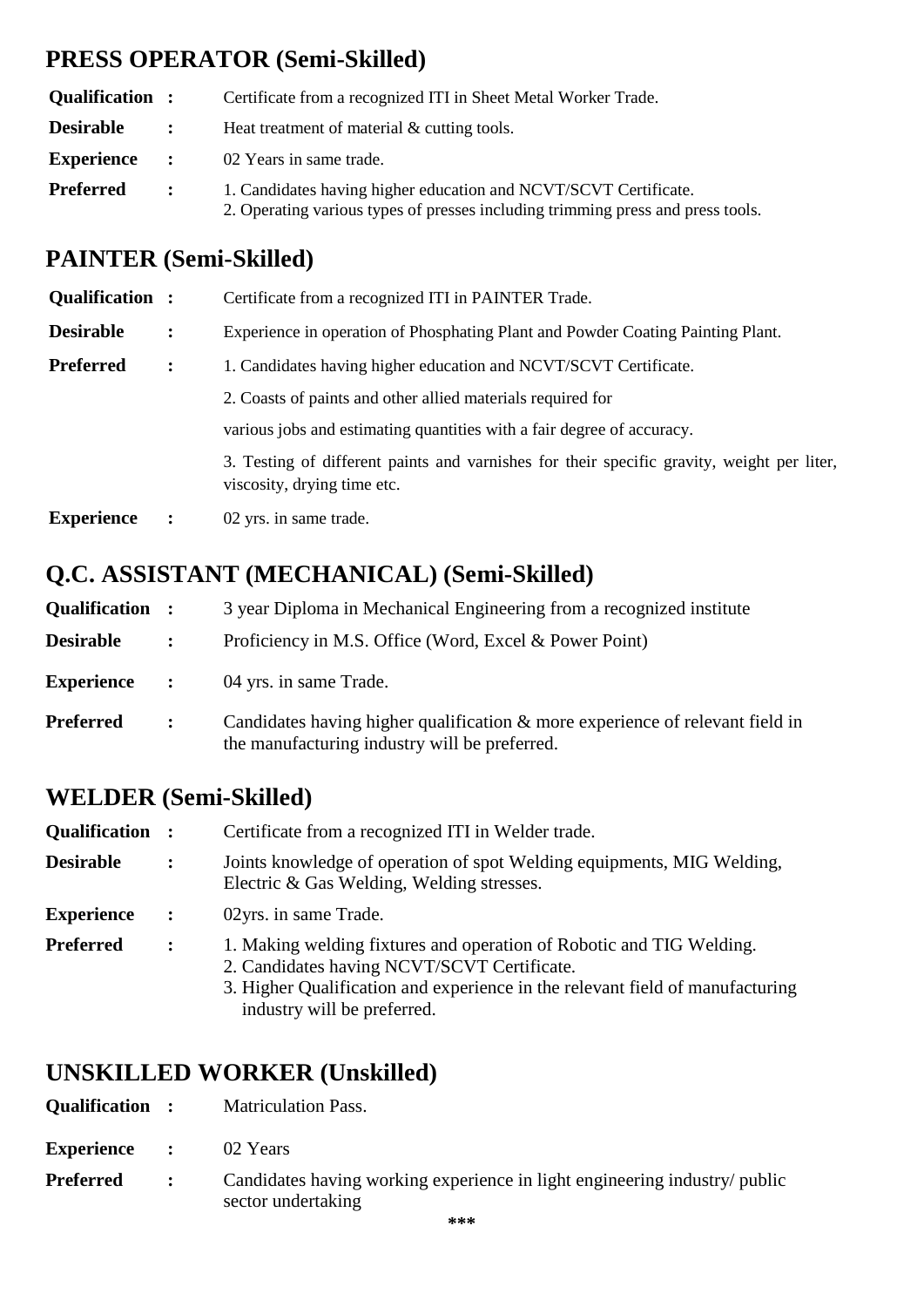## PRESS OPERATOR (Semi-Skilled)

**Qualification :** Certificate from a recognized ITI in Sheet Metal Worker Trade.

**Desirable :** Heat treatment of material & cutting tools.

**Experience :** 02 Years in same trade.

**Preferred :**
1. Candidates having higher education and NCVT/SCVT Certificate.
2. Operating various types of presses including trimming press and press tools.

## PAINTER (Semi-Skilled)

**Qualification :** Certificate from a recognized ITI in PAINTER Trade.

**Desirable :** Experience in operation of Phosphating Plant and Powder Coating Painting Plant.

**Preferred :**
1. Candidates having higher education and NCVT/SCVT Certificate.
2. Coasts of paints and other allied materials required for various jobs and estimating quantities with a fair degree of accuracy.
3. Testing of different paints and varnishes for their specific gravity, weight per liter, viscosity, drying time etc.

**Experience :** 02 yrs. in same trade.

## Q.C. ASSISTANT (MECHANICAL) (Semi-Skilled)

**Qualification :** 3 year Diploma in Mechanical Engineering from a recognized institute

**Desirable :** Proficiency in M.S. Office (Word, Excel & Power Point)

**Experience :** 04 yrs. in same Trade.

**Preferred :** Candidates having higher qualification & more experience of relevant field in the manufacturing industry will be preferred.

## WELDER (Semi-Skilled)

**Qualification :** Certificate from a recognized ITI in Welder trade.

**Desirable :** Joints knowledge of operation of spot Welding equipments, MIG Welding, Electric & Gas Welding, Welding stresses.

**Experience :** 02yrs. in same Trade.

**Preferred :**
1. Making welding fixtures and operation of Robotic and TIG Welding.
2. Candidates having NCVT/SCVT Certificate.
3. Higher Qualification and experience in the relevant field of manufacturing industry will be preferred.

## UNSKILLED WORKER (Unskilled)

**Qualification :** Matriculation Pass.

**Experience :** 02 Years

**Preferred :** Candidates having working experience in light engineering industry/ public sector undertaking

***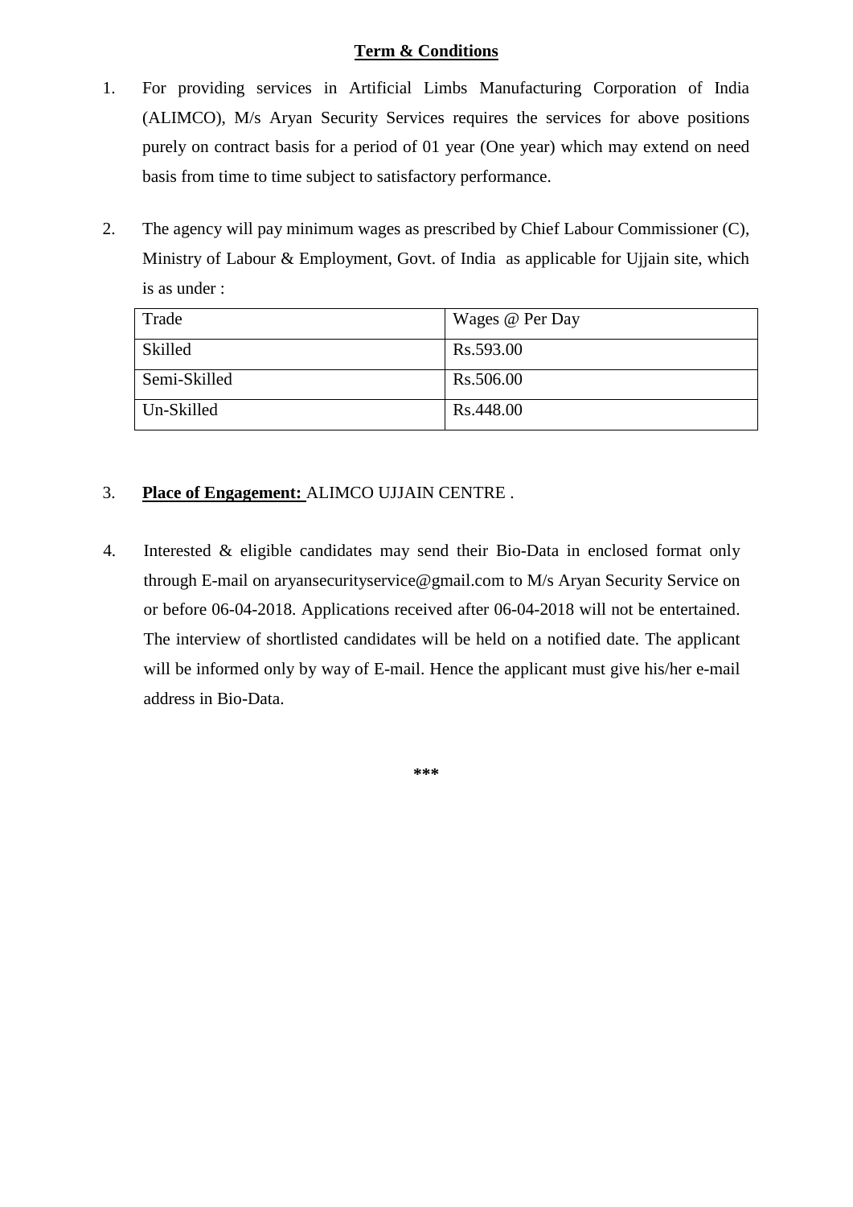**Term & Conditions**

1. For providing services in Artificial Limbs Manufacturing Corporation of India (ALIMCO), M/s Aryan Security Services requires the services for above positions purely on contract basis for a period of 01 year (One year) which may extend on need basis from time to time subject to satisfactory performance.

2. The agency will pay minimum wages as prescribed by Chief Labour Commissioner (C), Ministry of Labour & Employment, Govt. of India as applicable for Ujjain site, which is as under :

| Trade | Wages @ Per Day |
|---|---|
| Skilled | Rs.593.00 |
| Semi-Skilled | Rs.506.00 |
| Un-Skilled | Rs.448.00 |

3. **Place of Engagement:** ALIMCO UJJAIN CENTRE .

4. Interested & eligible candidates may send their Bio-Data in enclosed format only through E-mail on aryansecurityservice@gmail.com to M/s Aryan Security Service on or before 06-04-2018. Applications received after 06-04-2018 will not be entertained. The interview of shortlisted candidates will be held on a notified date. The applicant will be informed only by way of E-mail. Hence the applicant must give his/her e-mail address in Bio-Data.

***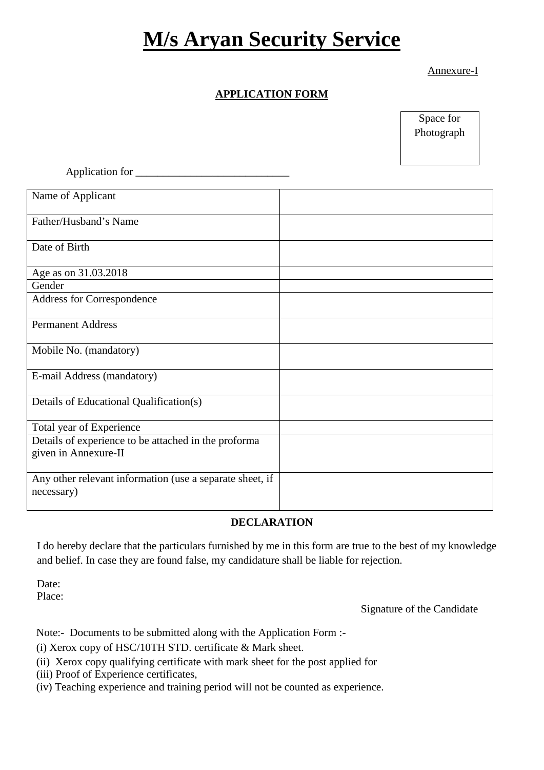# M/s Aryan Security Service

Annexure-I

## APPLICATION FORM

Space for Photograph

Application for ___________________________

| Name of Applicant | |
|---|---|
| Father/Husband's Name | |
| Date of Birth | |
| Age as on 31.03.2018 | |
| Gender | |
| Address for Correspondence | |
| Permanent Address | |
| Mobile No. (mandatory) | |
| E-mail Address (mandatory) | |
| Details of Educational Qualification(s) | |
| Total year of Experience | |
| Details of experience to be attached in the proforma given in Annexure-II | |
| Any other relevant information (use a separate sheet, if necessary) | |

**DECLARATION**

I do hereby declare that the particulars furnished by me in this form are true to the best of my knowledge and belief. In case they are found false, my candidature shall be liable for rejection.

Date:
Place:

Signature of the Candidate

Note:- Documents to be submitted along with the Application Form :-

(i) Xerox copy of HSC/10TH STD. certificate & Mark sheet.
(ii) Xerox copy qualifying certificate with mark sheet for the post applied for
(iii) Proof of Experience certificates,
(iv) Teaching experience and training period will not be counted as experience.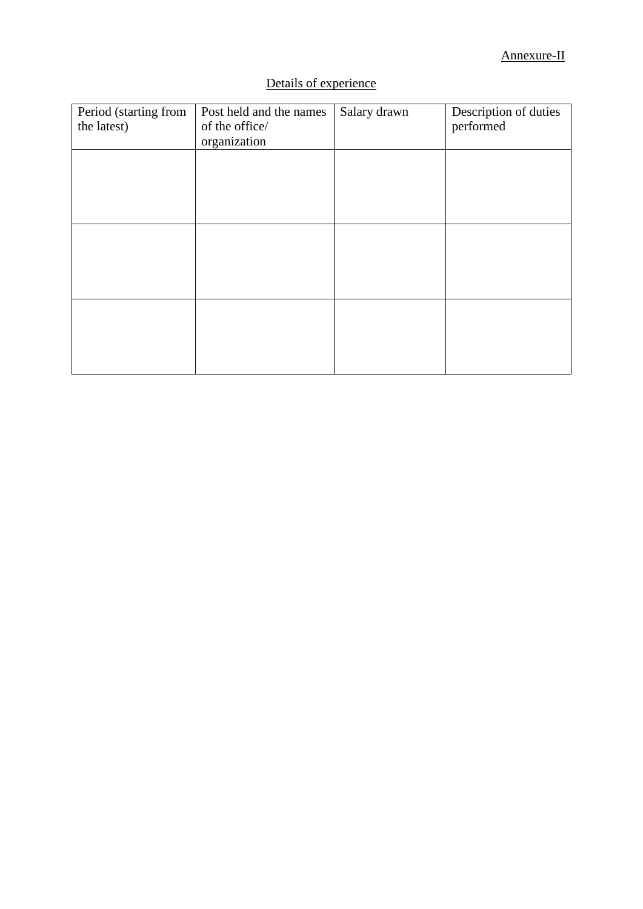Annexure-II

## Details of experience

| Period (starting from the latest) | Post held and the names of the office/ organization | Salary drawn | Description of duties performed |
|---|---|---|---|
| | | | |
| | | | |
| | | | |